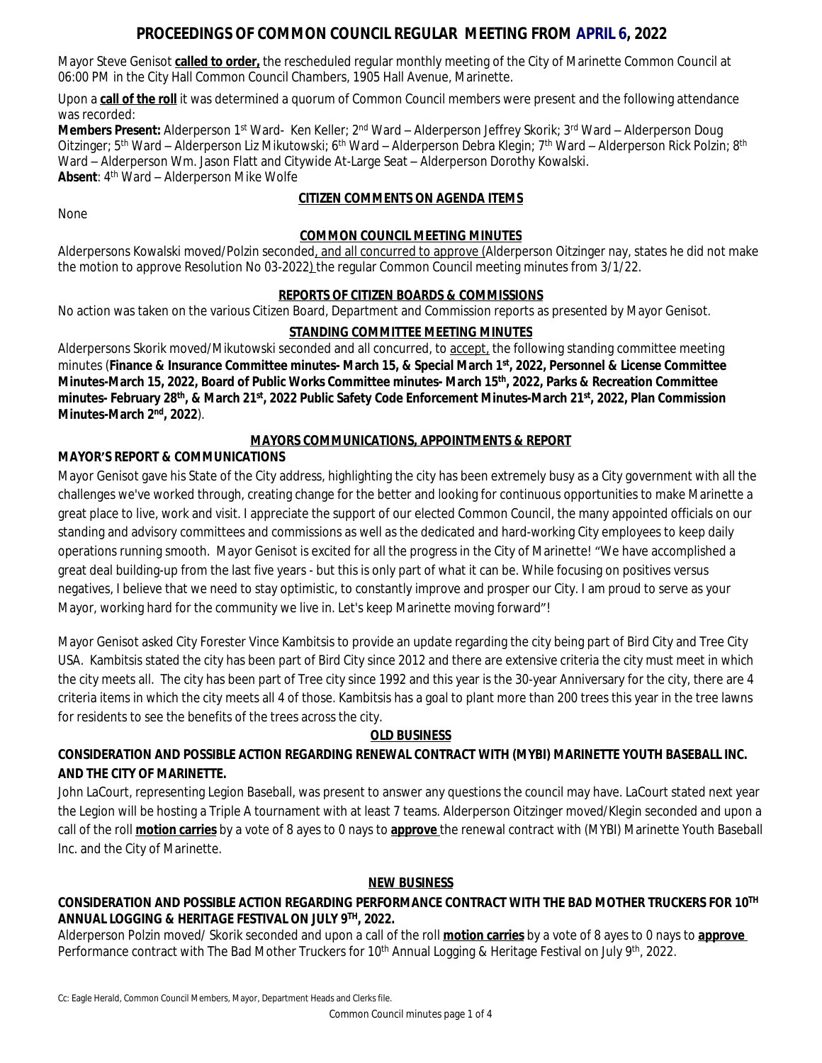# PROCEEDINGS OF COMMON COUNCIL REGULAR MEETING FROM APRIL 6, 2022

Mayor Steve Genisot **called to order,** the rescheduled regular monthly meeting of the City of Marinette Common Council at 06:00 PM in the City Hall Common Council Chambers, 1905 Hall Avenue, Marinette.

Upon a **call of the roll** it was determined a quorum of Common Council members were present and the following attendance was recorded:

**Members Present:** Alderperson 1st Ward- Ken Keller; 2nd Ward – Alderperson Jeffrey Skorik; 3rd Ward – Alderperson Doug Oitzinger; 5th Ward – Alderperson Liz Mikutowski; 6th Ward – Alderperson Debra Klegin; 7th Ward – Alderperson Rick Polzin; 8th Ward – Alderperson Wm. Jason Flatt and Citywide At-Large Seat – Alderperson Dorothy Kowalski.
**Absent**: 4th Ward – Alderperson Mike Wolfe

## CITIZEN COMMENTS ON AGENDA ITEMS

None

## COMMON COUNCIL MEETING MINUTES

Alderpersons Kowalski moved/Polzin seconded, and all concurred to approve (Alderperson Oitzinger nay, states he did not make the motion to approve Resolution No 03-2022) the regular Common Council meeting minutes from 3/1/22.

## REPORTS OF CITIZEN BOARDS & COMMISSIONS

No action was taken on the various Citizen Board, Department and Commission reports as presented by Mayor Genisot.

## STANDING COMMITTEE MEETING MINUTES

Alderpersons Skorik moved/Mikutowski seconded and all concurred, to accept, the following standing committee meeting minutes (**Finance & Insurance Committee minutes- March 15, & Special March 1st, 2022, Personnel & License Committee Minutes-March 15, 2022, Board of Public Works Committee minutes- March 15th, 2022, Parks & Recreation Committee minutes- February 28th, & March 21st, 2022 Public Safety Code Enforcement Minutes-March 21st, 2022, Plan Commission Minutes-March 2nd, 2022**).

## MAYORS COMMUNICATIONS, APPOINTMENTS & REPORT

### MAYOR'S REPORT & COMMUNICATIONS

Mayor Genisot gave his State of the City address, highlighting the city has been extremely busy as a City government with all the challenges we've worked through, creating change for the better and looking for continuous opportunities to make Marinette a great place to live, work and visit. I appreciate the support of our elected Common Council, the many appointed officials on our standing and advisory committees and commissions as well as the dedicated and hard-working City employees to keep daily operations running smooth. Mayor Genisot is excited for all the progress in the City of Marinette! "We have accomplished a great deal building-up from the last five years - but this is only part of what it can be. While focusing on positives versus negatives, I believe that we need to stay optimistic, to constantly improve and prosper our City. I am proud to serve as your Mayor, working hard for the community we live in. Let's keep Marinette moving forward"!

Mayor Genisot asked City Forester Vince Kambitsis to provide an update regarding the city being part of Bird City and Tree City USA. Kambitsis stated the city has been part of Bird City since 2012 and there are extensive criteria the city must meet in which the city meets all. The city has been part of Tree city since 1992 and this year is the 30-year Anniversary for the city, there are 4 criteria items in which the city meets all 4 of those. Kambitsis has a goal to plant more than 200 trees this year in the tree lawns for residents to see the benefits of the trees across the city.

## OLD BUSINESS

### CONSIDERATION AND POSSIBLE ACTION REGARDING RENEWAL CONTRACT WITH (MYBI) MARINETTE YOUTH BASEBALL INC. AND THE CITY OF MARINETTE.

John LaCourt, representing Legion Baseball, was present to answer any questions the council may have. LaCourt stated next year the Legion will be hosting a Triple A tournament with at least 7 teams. Alderperson Oitzinger moved/Klegin seconded and upon a call of the roll **motion carries** by a vote of 8 ayes to 0 nays to **approve** the renewal contract with (MYBI) Marinette Youth Baseball Inc. and the City of Marinette.

## NEW BUSINESS

### CONSIDERATION AND POSSIBLE ACTION REGARDING PERFORMANCE CONTRACT WITH THE BAD MOTHER TRUCKERS FOR 10TH ANNUAL LOGGING & HERITAGE FESTIVAL ON JULY 9TH, 2022.

Alderperson Polzin moved/ Skorik seconded and upon a call of the roll **motion carries** by a vote of 8 ayes to 0 nays to **approve** Performance contract with The Bad Mother Truckers for 10th Annual Logging & Heritage Festival on July 9th, 2022.

Cc: Eagle Herald, Common Council Members, Mayor, Department Heads and Clerks file.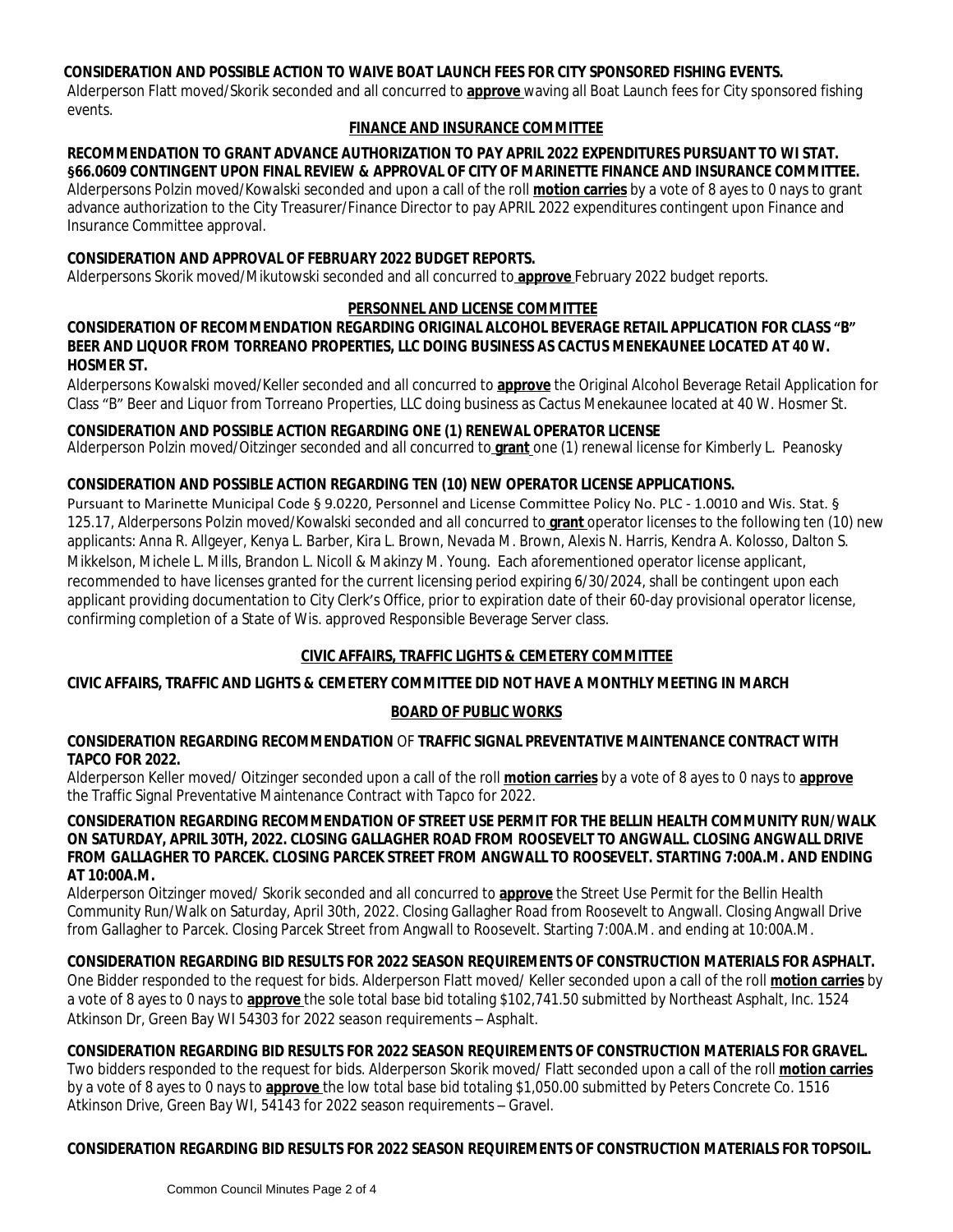**CONSIDERATION AND POSSIBLE ACTION TO WAIVE BOAT LAUNCH FEES FOR CITY SPONSORED FISHING EVENTS.**
Alderperson Flatt moved/Skorik seconded and all concurred to **approve** waving all Boat Launch fees for City sponsored fishing events.

## FINANCE AND INSURANCE COMMITTEE

**RECOMMENDATION TO GRANT ADVANCE AUTHORIZATION TO PAY APRIL 2022 EXPENDITURES PURSUANT TO WI STAT. §66.0609 CONTINGENT UPON FINAL REVIEW & APPROVAL OF CITY OF MARINETTE FINANCE AND INSURANCE COMMITTEE.**
Alderpersons Polzin moved/Kowalski seconded and upon a call of the roll **motion carries** by a vote of 8 ayes to 0 nays to grant advance authorization to the City Treasurer/Finance Director to pay APRIL 2022 expenditures contingent upon Finance and Insurance Committee approval.

**CONSIDERATION AND APPROVAL OF FEBRUARY 2022 BUDGET REPORTS.**
Alderpersons Skorik moved/Mikutowski seconded and all concurred to **approve** February 2022 budget reports.

## PERSONNEL AND LICENSE COMMITTEE

**CONSIDERATION OF RECOMMENDATION REGARDING ORIGINAL ALCOHOL BEVERAGE RETAIL APPLICATION FOR CLASS "B" BEER AND LIQUOR FROM TORREANO PROPERTIES, LLC DOING BUSINESS AS CACTUS MENEKAUNEE LOCATED AT 40 W. HOSMER ST.**
Alderpersons Kowalski moved/Keller seconded and all concurred to **approve** the Original Alcohol Beverage Retail Application for Class "B" Beer and Liquor from Torreano Properties, LLC doing business as Cactus Menekaunee located at 40 W. Hosmer St.

**CONSIDERATION AND POSSIBLE ACTION REGARDING ONE (1) RENEWAL OPERATOR LICENSE**
Alderperson Polzin moved/Oitzinger seconded and all concurred to **grant** one (1) renewal license for Kimberly L. Peanosky

**CONSIDERATION AND POSSIBLE ACTION REGARDING TEN (10) NEW OPERATOR LICENSE APPLICATIONS.**
Pursuant to Marinette Municipal Code § 9.0220, Personnel and License Committee Policy No. PLC - 1.0010 and Wis. Stat. § 125.17, Alderpersons Polzin moved/Kowalski seconded and all concurred to **grant** operator licenses to the following ten (10) new applicants: Anna R. Allgeyer, Kenya L. Barber, Kira L. Brown, Nevada M. Brown, Alexis N. Harris, Kendra A. Kolosso, Dalton S. Mikkelson, Michele L. Mills, Brandon L. Nicoll & Makinzy M. Young. Each aforementioned operator license applicant, recommended to have licenses granted for the current licensing period expiring 6/30/2024, shall be contingent upon each applicant providing documentation to City Clerk's Office, prior to expiration date of their 60-day provisional operator license, confirming completion of a State of Wis. approved Responsible Beverage Server class.

## CIVIC AFFAIRS, TRAFFIC LIGHTS & CEMETERY COMMITTEE

**CIVIC AFFAIRS, TRAFFIC AND LIGHTS & CEMETERY COMMITTEE DID NOT HAVE A MONTHLY MEETING IN MARCH**

## BOARD OF PUBLIC WORKS

**CONSIDERATION REGARDING RECOMMENDATION OF TRAFFIC SIGNAL PREVENTATIVE MAINTENANCE CONTRACT WITH TAPCO FOR 2022.**
Alderperson Keller moved/ Oitzinger seconded upon a call of the roll **motion carries** by a vote of 8 ayes to 0 nays to **approve** the Traffic Signal Preventative Maintenance Contract with Tapco for 2022.

**CONSIDERATION REGARDING RECOMMENDATION OF STREET USE PERMIT FOR THE BELLIN HEALTH COMMUNITY RUN/WALK ON SATURDAY, APRIL 30TH, 2022. CLOSING GALLAGHER ROAD FROM ROOSEVELT TO ANGWALL. CLOSING ANGWALL DRIVE FROM GALLAGHER TO PARCEK. CLOSING PARCEK STREET FROM ANGWALL TO ROOSEVELT. STARTING 7:00A.M. AND ENDING AT 10:00A.M.**
Alderperson Oitzinger moved/ Skorik seconded and all concurred to **approve** the Street Use Permit for the Bellin Health Community Run/Walk on Saturday, April 30th, 2022. Closing Gallagher Road from Roosevelt to Angwall. Closing Angwall Drive from Gallagher to Parcek. Closing Parcek Street from Angwall to Roosevelt. Starting 7:00A.M. and ending at 10:00A.M.

**CONSIDERATION REGARDING BID RESULTS FOR 2022 SEASON REQUIREMENTS OF CONSTRUCTION MATERIALS FOR ASPHALT.**
One Bidder responded to the request for bids. Alderperson Flatt moved/ Keller seconded upon a call of the roll **motion carries** by a vote of 8 ayes to 0 nays to **approve** the sole total base bid totaling $102,741.50 submitted by Northeast Asphalt, Inc. 1524 Atkinson Dr, Green Bay WI 54303 for 2022 season requirements – Asphalt.

**CONSIDERATION REGARDING BID RESULTS FOR 2022 SEASON REQUIREMENTS OF CONSTRUCTION MATERIALS FOR GRAVEL.**
Two bidders responded to the request for bids. Alderperson Skorik moved/ Flatt seconded upon a call of the roll **motion carries** by a vote of 8 ayes to 0 nays to **approve** the low total base bid totaling $1,050.00 submitted by Peters Concrete Co. 1516 Atkinson Drive, Green Bay WI, 54143 for 2022 season requirements – Gravel.

**CONSIDERATION REGARDING BID RESULTS FOR 2022 SEASON REQUIREMENTS OF CONSTRUCTION MATERIALS FOR TOPSOIL.**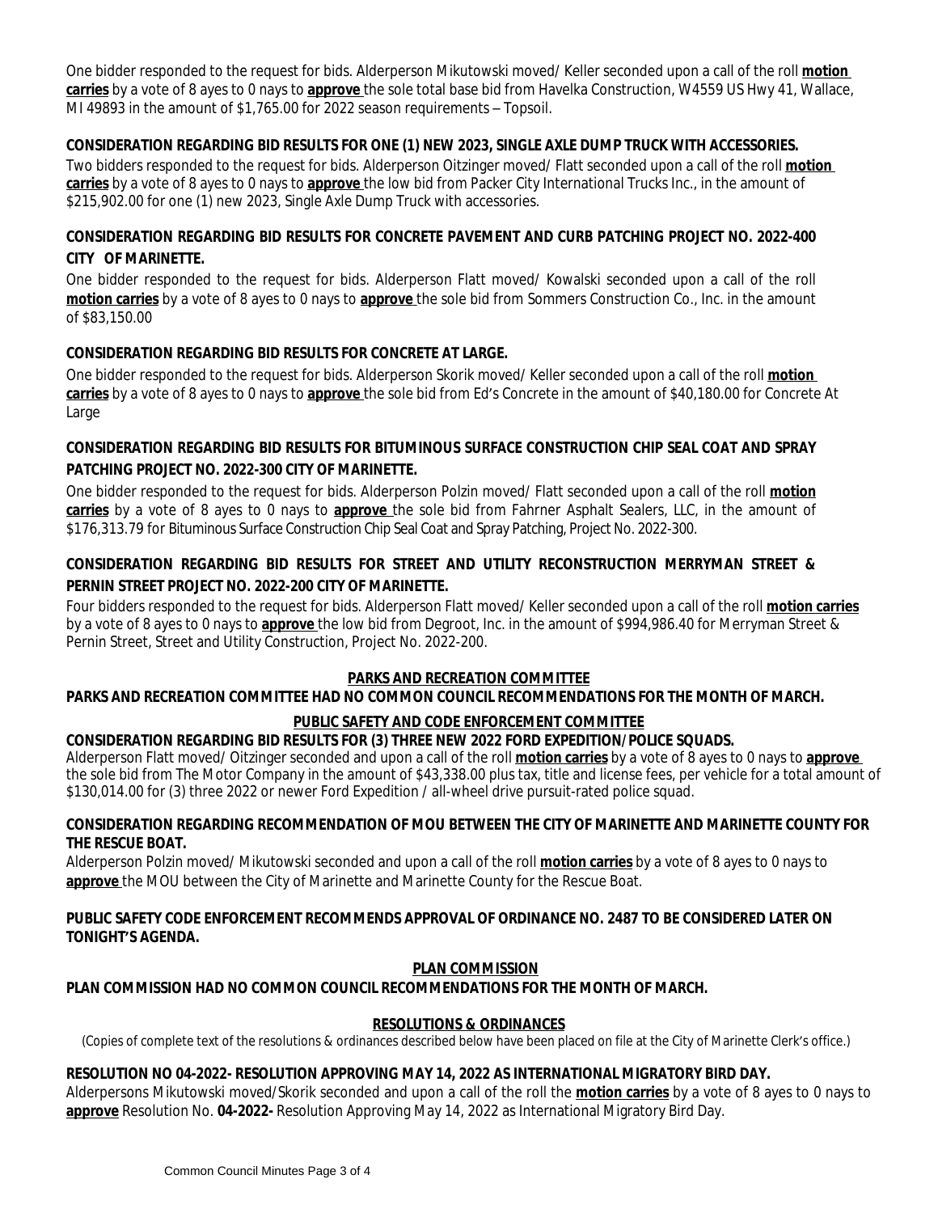One bidder responded to the request for bids. Alderperson Mikutowski moved/ Keller seconded upon a call of the roll **motion carries** by a vote of 8 ayes to 0 nays to **approve** the sole total base bid from Havelka Construction, W4559 US Hwy 41, Wallace, MI 49893 in the amount of $1,765.00 for 2022 season requirements – Topsoil.

**CONSIDERATION REGARDING BID RESULTS FOR ONE (1) NEW 2023, SINGLE AXLE DUMP TRUCK WITH ACCESSORIES.**

Two bidders responded to the request for bids. Alderperson Oitzinger moved/ Flatt seconded upon a call of the roll **motion carries** by a vote of 8 ayes to 0 nays to **approve** the low bid from Packer City International Trucks Inc., in the amount of $215,902.00 for one (1) new 2023, Single Axle Dump Truck with accessories.

**CONSIDERATION REGARDING BID RESULTS FOR CONCRETE PAVEMENT AND CURB PATCHING PROJECT NO. 2022-400 CITY OF MARINETTE.**

One bidder responded to the request for bids. Alderperson Flatt moved/ Kowalski seconded upon a call of the roll **motion carries** by a vote of 8 ayes to 0 nays to **approve** the sole bid from Sommers Construction Co., Inc. in the amount of $83,150.00

**CONSIDERATION REGARDING BID RESULTS FOR CONCRETE AT LARGE.**

One bidder responded to the request for bids. Alderperson Skorik moved/ Keller seconded upon a call of the roll **motion carries** by a vote of 8 ayes to 0 nays to **approve** the sole bid from Ed's Concrete in the amount of $40,180.00 for Concrete At Large

**CONSIDERATION REGARDING BID RESULTS FOR BITUMINOUS SURFACE CONSTRUCTION CHIP SEAL COAT AND SPRAY PATCHING PROJECT NO. 2022-300 CITY OF MARINETTE.**

One bidder responded to the request for bids. Alderperson Polzin moved/ Flatt seconded upon a call of the roll **motion carries** by a vote of 8 ayes to 0 nays to **approve** the sole bid from Fahrner Asphalt Sealers, LLC, in the amount of $176,313.79 for Bituminous Surface Construction Chip Seal Coat and Spray Patching, Project No. 2022-300.

**CONSIDERATION REGARDING BID RESULTS FOR STREET AND UTILITY RECONSTRUCTION MERRYMAN STREET & PERNIN STREET PROJECT NO. 2022-200 CITY OF MARINETTE.**

Four bidders responded to the request for bids. Alderperson Flatt moved/ Keller seconded upon a call of the roll **motion carries** by a vote of 8 ayes to 0 nays to **approve** the low bid from Degroot, Inc. in the amount of $994,986.40 for Merryman Street & Pernin Street, Street and Utility Construction, Project No. 2022-200.

**PARKS AND RECREATION COMMITTEE**

**PARKS AND RECREATION COMMITTEE HAD NO COMMON COUNCIL RECOMMENDATIONS FOR THE MONTH OF MARCH.**

**PUBLIC SAFETY AND CODE ENFORCEMENT COMMITTEE**

**CONSIDERATION REGARDING BID RESULTS FOR (3) THREE NEW 2022 FORD EXPEDITION/POLICE SQUADS.**

Alderperson Flatt moved/ Oitzinger seconded and upon a call of the roll **motion carries** by a vote of 8 ayes to 0 nays to **approve** the sole bid from The Motor Company in the amount of $43,338.00 plus tax, title and license fees, per vehicle for a total amount of $130,014.00 for (3) three 2022 or newer Ford Expedition / all-wheel drive pursuit-rated police squad.

**CONSIDERATION REGARDING RECOMMENDATION OF MOU BETWEEN THE CITY OF MARINETTE AND MARINETTE COUNTY FOR THE RESCUE BOAT.**

Alderperson Polzin moved/ Mikutowski seconded and upon a call of the roll **motion carries** by a vote of 8 ayes to 0 nays to **approve** the MOU between the City of Marinette and Marinette County for the Rescue Boat.

**PUBLIC SAFETY CODE ENFORCEMENT RECOMMENDS APPROVAL OF ORDINANCE NO. 2487 TO BE CONSIDERED LATER ON TONIGHT'S AGENDA.**

**PLAN COMMISSION**

**PLAN COMMISSION HAD NO COMMON COUNCIL RECOMMENDATIONS FOR THE MONTH OF MARCH.**

**RESOLUTIONS & ORDINANCES**

(Copies of complete text of the resolutions & ordinances described below have been placed on file at the City of Marinette Clerk's office.)

**RESOLUTION NO 04-2022- RESOLUTION APPROVING MAY 14, 2022 AS INTERNATIONAL MIGRATORY BIRD DAY.**

Alderpersons Mikutowski moved/Skorik seconded and upon a call of the roll the **motion carries** by a vote of 8 ayes to 0 nays to **approve** Resolution No. **04-2022-** Resolution Approving May 14, 2022 as International Migratory Bird Day.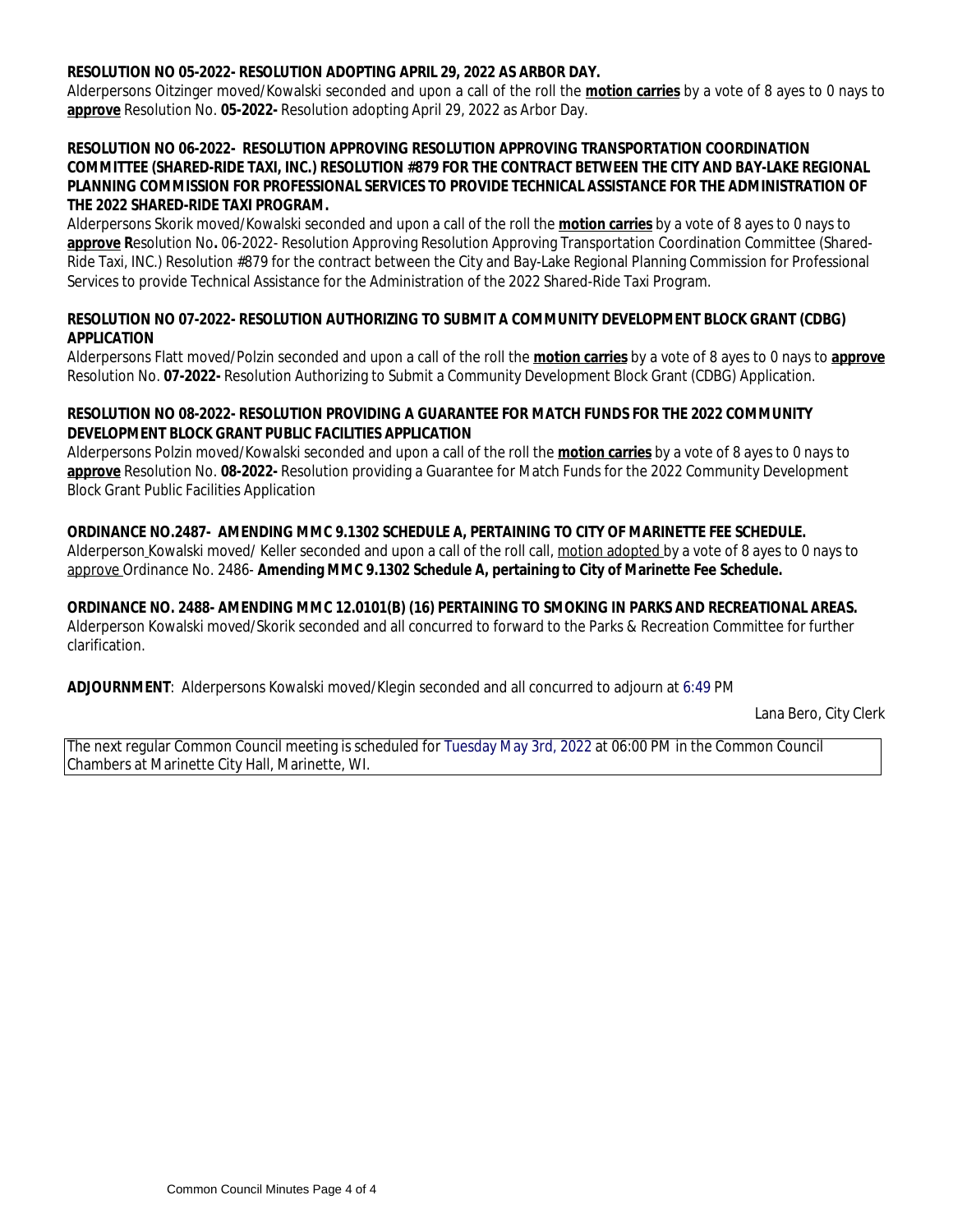**RESOLUTION NO 05-2022- RESOLUTION ADOPTING APRIL 29, 2022 AS ARBOR DAY.**
Alderpersons Oitzinger moved/Kowalski seconded and upon a call of the roll the **motion carries** by a vote of 8 ayes to 0 nays to **approve** Resolution No. **05-2022-** Resolution adopting April 29, 2022 as Arbor Day.

**RESOLUTION NO 06-2022- RESOLUTION APPROVING RESOLUTION APPROVING TRANSPORTATION COORDINATION COMMITTEE (SHARED-RIDE TAXI, INC.) RESOLUTION #879 FOR THE CONTRACT BETWEEN THE CITY AND BAY-LAKE REGIONAL PLANNING COMMISSION FOR PROFESSIONAL SERVICES TO PROVIDE TECHNICAL ASSISTANCE FOR THE ADMINISTRATION OF THE 2022 SHARED-RIDE TAXI PROGRAM.**
Alderpersons Skorik moved/Kowalski seconded and upon a call of the roll the **motion carries** by a vote of 8 ayes to 0 nays to **approve R**esolution No**.** 06-2022- Resolution Approving Resolution Approving Transportation Coordination Committee (Shared-Ride Taxi, INC.) Resolution #879 for the contract between the City and Bay-Lake Regional Planning Commission for Professional Services to provide Technical Assistance for the Administration of the 2022 Shared-Ride Taxi Program.

**RESOLUTION NO 07-2022- RESOLUTION AUTHORIZING TO SUBMIT A COMMUNITY DEVELOPMENT BLOCK GRANT (CDBG) APPLICATION**
Alderpersons Flatt moved/Polzin seconded and upon a call of the roll the **motion carries** by a vote of 8 ayes to 0 nays to **approve** Resolution No. **07-2022-** Resolution Authorizing to Submit a Community Development Block Grant (CDBG) Application.

**RESOLUTION NO 08-2022- RESOLUTION PROVIDING A GUARANTEE FOR MATCH FUNDS FOR THE 2022 COMMUNITY DEVELOPMENT BLOCK GRANT PUBLIC FACILITIES APPLICATION**
Alderpersons Polzin moved/Kowalski seconded and upon a call of the roll the **motion carries** by a vote of 8 ayes to 0 nays to **approve** Resolution No. **08-2022-** Resolution providing a Guarantee for Match Funds for the 2022 Community Development Block Grant Public Facilities Application

**ORDINANCE NO.2487- AMENDING MMC 9.1302 SCHEDULE A, PERTAINING TO CITY OF MARINETTE FEE SCHEDULE.**
Alderperson Kowalski moved/ Keller seconded and upon a call of the roll call, motion adopted by a vote of 8 ayes to 0 nays to approve Ordinance No. 2486- **Amending MMC 9.1302 Schedule A, pertaining to City of Marinette Fee Schedule.**

**ORDINANCE NO. 2488- AMENDING MMC 12.0101(B) (16) PERTAINING TO SMOKING IN PARKS AND RECREATIONAL AREAS.**
Alderperson Kowalski moved/Skorik seconded and all concurred to forward to the Parks & Recreation Committee for further clarification.

**ADJOURNMENT**: Alderpersons Kowalski moved/Klegin seconded and all concurred to adjourn at 6:49 PM

Lana Bero, City Clerk

The next regular Common Council meeting is scheduled for Tuesday May 3rd, 2022 at 06:00 PM in the Common Council Chambers at Marinette City Hall, Marinette, WI.